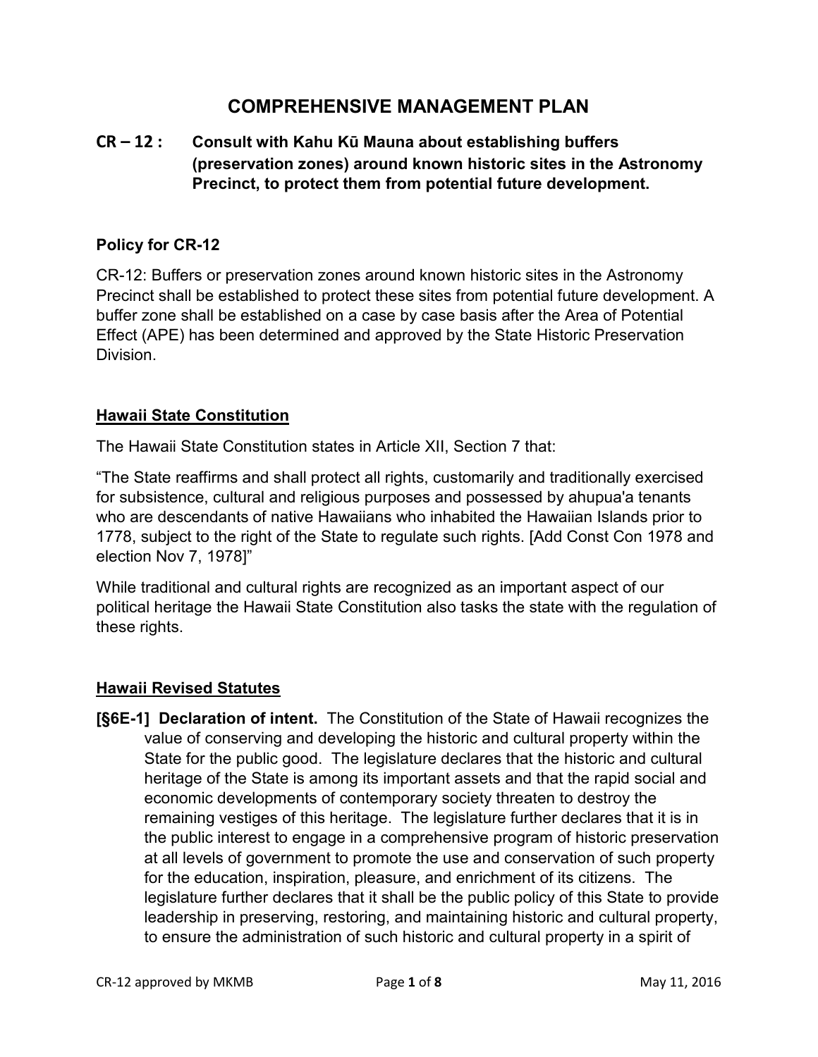# COMPREHENSIVE MANAGEMENT PLAN

## CR – 12 : Consult with Kahu Kū Mauna about establishing buffers (preservation zones) around known historic sites in the Astronomy Precinct, to protect them from potential future development.

### Policy for CR-12

CR-12: Buffers or preservation zones around known historic sites in the Astronomy Precinct shall be established to protect these sites from potential future development. A buffer zone shall be established on a case by case basis after the Area of Potential Effect (APE) has been determined and approved by the State Historic Preservation Division.

### Hawaii State Constitution

The Hawaii State Constitution states in Article XII, Section 7 that:

"The State reaffirms and shall protect all rights, customarily and traditionally exercised for subsistence, cultural and religious purposes and possessed by ahupua'a tenants who are descendants of native Hawaiians who inhabited the Hawaiian Islands prior to 1778, subject to the right of the State to regulate such rights. [Add Const Con 1978 and election Nov 7, 1978]"

While traditional and cultural rights are recognized as an important aspect of our political heritage the Hawaii State Constitution also tasks the state with the regulation of these rights.

### Hawaii Revised Statutes

**[§6E-1] Declaration of intent.** The Constitution of the State of Hawaii recognizes the value of conserving and developing the historic and cultural property within the State for the public good. The legislature declares that the historic and cultural heritage of the State is among its important assets and that the rapid social and economic developments of contemporary society threaten to destroy the remaining vestiges of this heritage. The legislature further declares that it is in the public interest to engage in a comprehensive program of historic preservation at all levels of government to promote the use and conservation of such property for the education, inspiration, pleasure, and enrichment of its citizens. The legislature further declares that it shall be the public policy of this State to provide leadership in preserving, restoring, and maintaining historic and cultural property, to ensure the administration of such historic and cultural property in a spirit of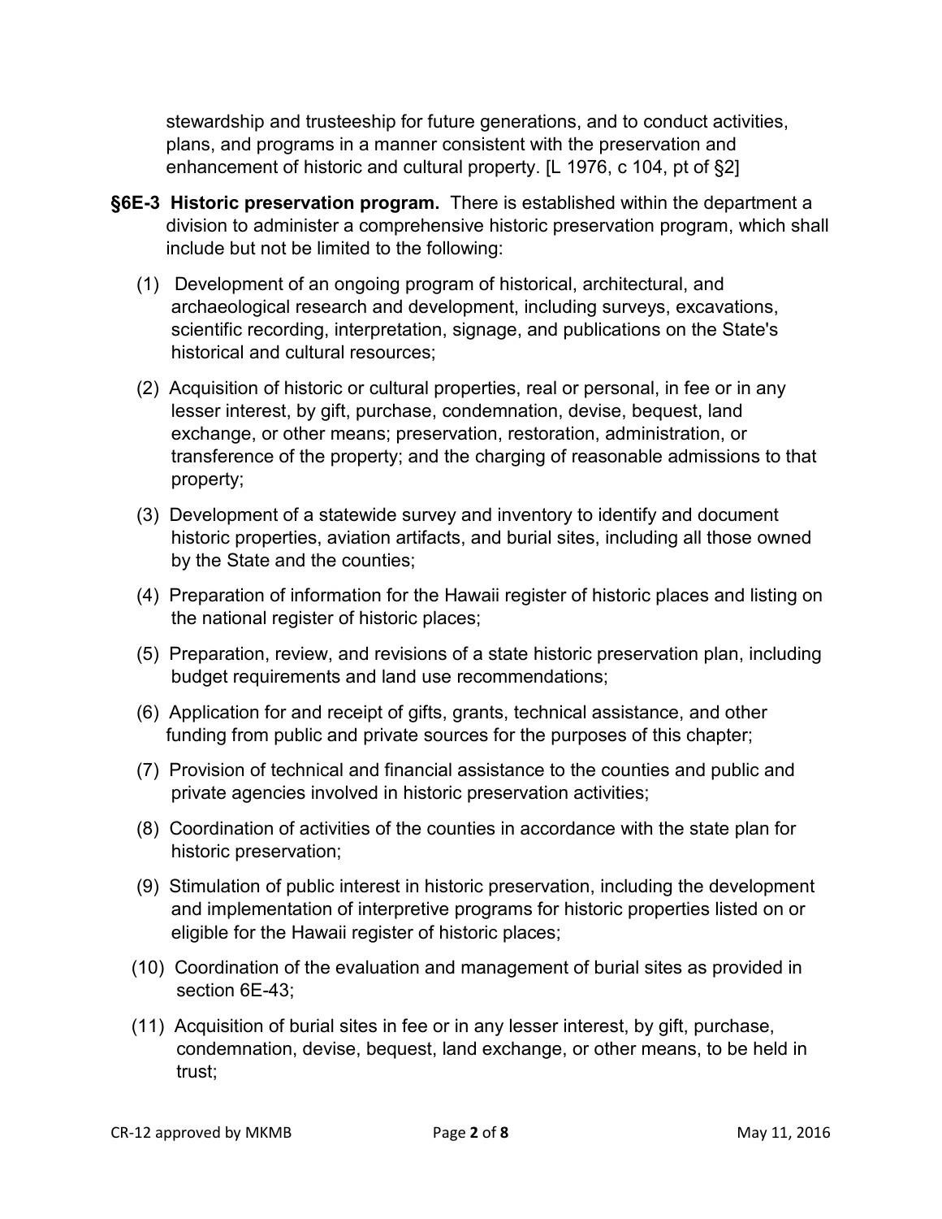stewardship and trusteeship for future generations, and to conduct activities, plans, and programs in a manner consistent with the preservation and enhancement of historic and cultural property. [L 1976, c 104, pt of §2]

**§6E-3 Historic preservation program.** There is established within the department a division to administer a comprehensive historic preservation program, which shall include but not be limited to the following:

(1) Development of an ongoing program of historical, architectural, and archaeological research and development, including surveys, excavations, scientific recording, interpretation, signage, and publications on the State's historical and cultural resources;

(2) Acquisition of historic or cultural properties, real or personal, in fee or in any lesser interest, by gift, purchase, condemnation, devise, bequest, land exchange, or other means; preservation, restoration, administration, or transference of the property; and the charging of reasonable admissions to that property;

(3) Development of a statewide survey and inventory to identify and document historic properties, aviation artifacts, and burial sites, including all those owned by the State and the counties;

(4) Preparation of information for the Hawaii register of historic places and listing on the national register of historic places;

(5) Preparation, review, and revisions of a state historic preservation plan, including budget requirements and land use recommendations;

(6) Application for and receipt of gifts, grants, technical assistance, and other funding from public and private sources for the purposes of this chapter;

(7) Provision of technical and financial assistance to the counties and public and private agencies involved in historic preservation activities;

(8) Coordination of activities of the counties in accordance with the state plan for historic preservation;

(9) Stimulation of public interest in historic preservation, including the development and implementation of interpretive programs for historic properties listed on or eligible for the Hawaii register of historic places;

(10) Coordination of the evaluation and management of burial sites as provided in section 6E-43;

(11) Acquisition of burial sites in fee or in any lesser interest, by gift, purchase, condemnation, devise, bequest, land exchange, or other means, to be held in trust;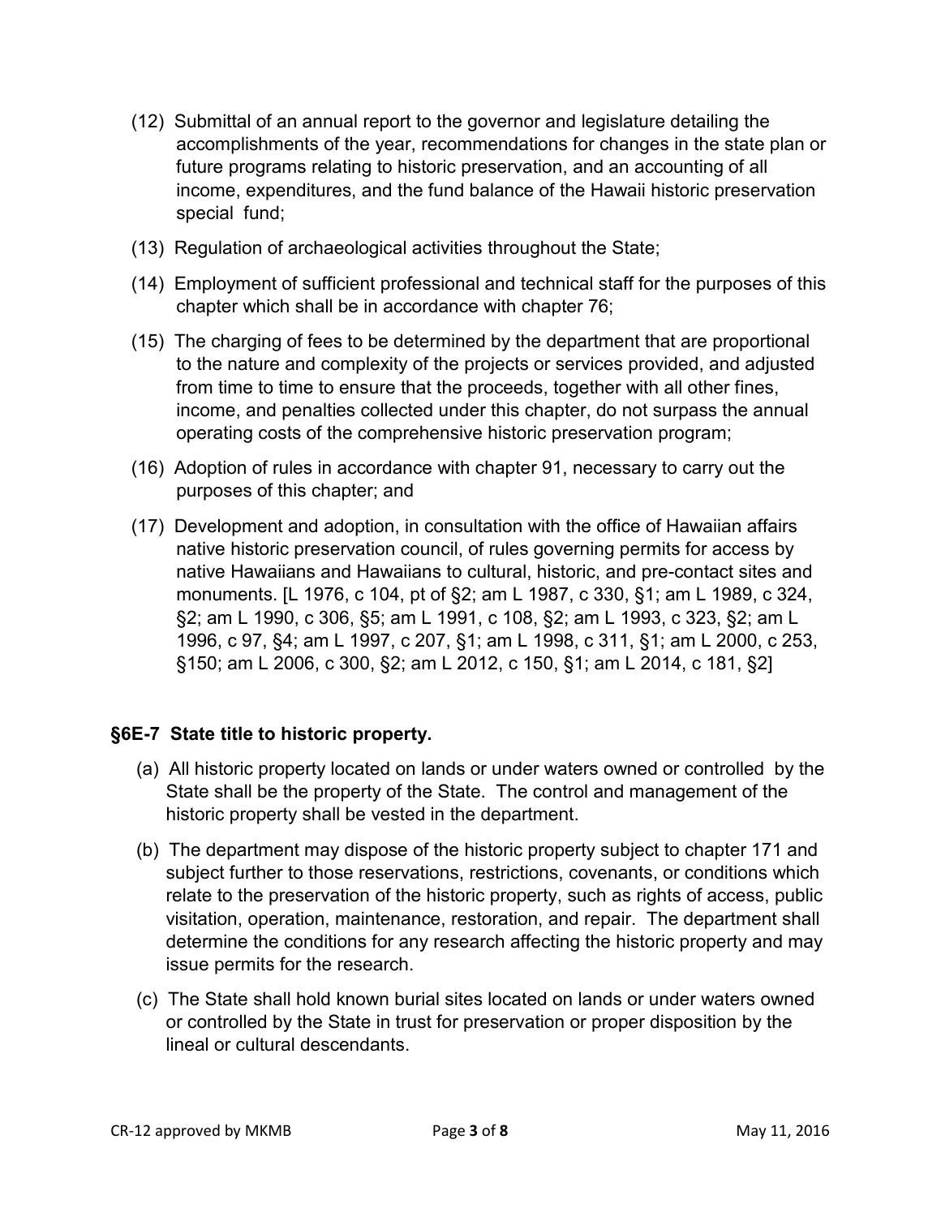(12) Submittal of an annual report to the governor and legislature detailing the accomplishments of the year, recommendations for changes in the state plan or future programs relating to historic preservation, and an accounting of all income, expenditures, and the fund balance of the Hawaii historic preservation special fund;

(13) Regulation of archaeological activities throughout the State;

(14) Employment of sufficient professional and technical staff for the purposes of this chapter which shall be in accordance with chapter 76;

(15) The charging of fees to be determined by the department that are proportional to the nature and complexity of the projects or services provided, and adjusted from time to time to ensure that the proceeds, together with all other fines, income, and penalties collected under this chapter, do not surpass the annual operating costs of the comprehensive historic preservation program;

(16) Adoption of rules in accordance with chapter 91, necessary to carry out the purposes of this chapter; and

(17) Development and adoption, in consultation with the office of Hawaiian affairs native historic preservation council, of rules governing permits for access by native Hawaiians and Hawaiians to cultural, historic, and pre-contact sites and monuments. [L 1976, c 104, pt of §2; am L 1987, c 330, §1; am L 1989, c 324, §2; am L 1990, c 306, §5; am L 1991, c 108, §2; am L 1993, c 323, §2; am L 1996, c 97, §4; am L 1997, c 207, §1; am L 1998, c 311, §1; am L 2000, c 253, §150; am L 2006, c 300, §2; am L 2012, c 150, §1; am L 2014, c 181, §2]

### §6E-7 State title to historic property.

(a) All historic property located on lands or under waters owned or controlled by the State shall be the property of the State. The control and management of the historic property shall be vested in the department.

(b) The department may dispose of the historic property subject to chapter 171 and subject further to those reservations, restrictions, covenants, or conditions which relate to the preservation of the historic property, such as rights of access, public visitation, operation, maintenance, restoration, and repair. The department shall determine the conditions for any research affecting the historic property and may issue permits for the research.

(c) The State shall hold known burial sites located on lands or under waters owned or controlled by the State in trust for preservation or proper disposition by the lineal or cultural descendants.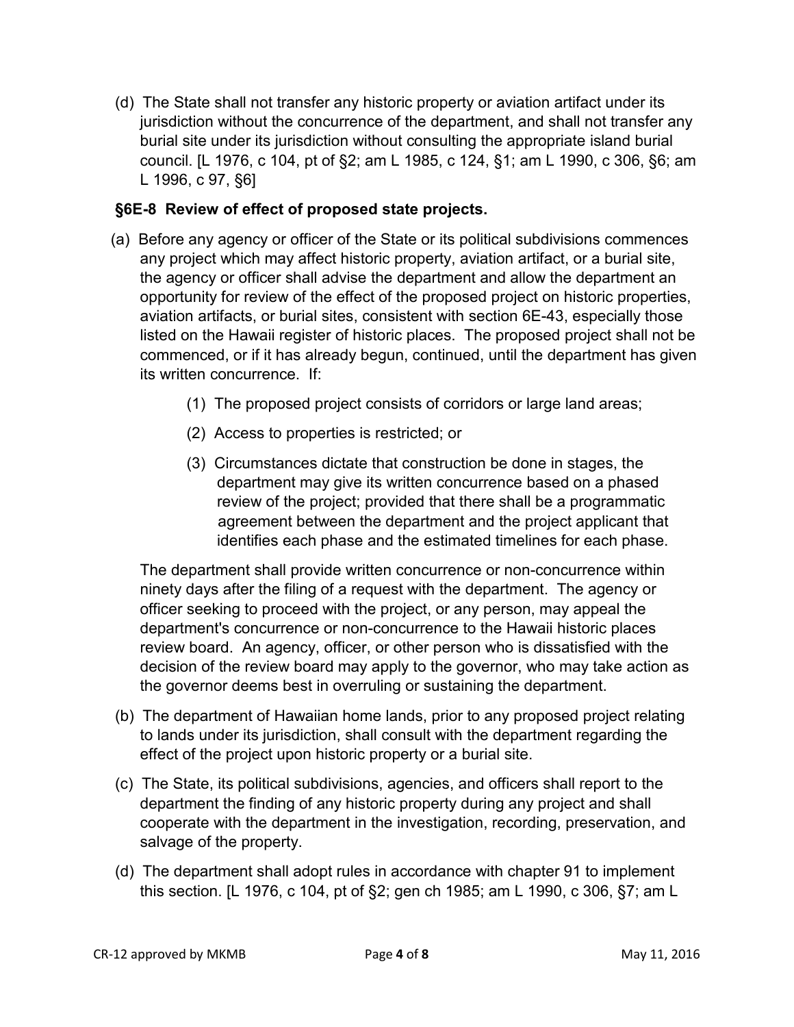(d) The State shall not transfer any historic property or aviation artifact under its jurisdiction without the concurrence of the department, and shall not transfer any burial site under its jurisdiction without consulting the appropriate island burial council. [L 1976, c 104, pt of §2; am L 1985, c 124, §1; am L 1990, c 306, §6; am L 1996, c 97, §6]

**§6E-8 Review of effect of proposed state projects.**

(a) Before any agency or officer of the State or its political subdivisions commences any project which may affect historic property, aviation artifact, or a burial site, the agency or officer shall advise the department and allow the department an opportunity for review of the effect of the proposed project on historic properties, aviation artifacts, or burial sites, consistent with section 6E-43, especially those listed on the Hawaii register of historic places. The proposed project shall not be commenced, or if it has already begun, continued, until the department has given its written concurrence. If:

(1) The proposed project consists of corridors or large land areas;

(2) Access to properties is restricted; or

(3) Circumstances dictate that construction be done in stages, the department may give its written concurrence based on a phased review of the project; provided that there shall be a programmatic agreement between the department and the project applicant that identifies each phase and the estimated timelines for each phase.

The department shall provide written concurrence or non-concurrence within ninety days after the filing of a request with the department. The agency or officer seeking to proceed with the project, or any person, may appeal the department's concurrence or non-concurrence to the Hawaii historic places review board. An agency, officer, or other person who is dissatisfied with the decision of the review board may apply to the governor, who may take action as the governor deems best in overruling or sustaining the department.

(b) The department of Hawaiian home lands, prior to any proposed project relating to lands under its jurisdiction, shall consult with the department regarding the effect of the project upon historic property or a burial site.

(c) The State, its political subdivisions, agencies, and officers shall report to the department the finding of any historic property during any project and shall cooperate with the department in the investigation, recording, preservation, and salvage of the property.

(d) The department shall adopt rules in accordance with chapter 91 to implement this section. [L 1976, c 104, pt of §2; gen ch 1985; am L 1990, c 306, §7; am L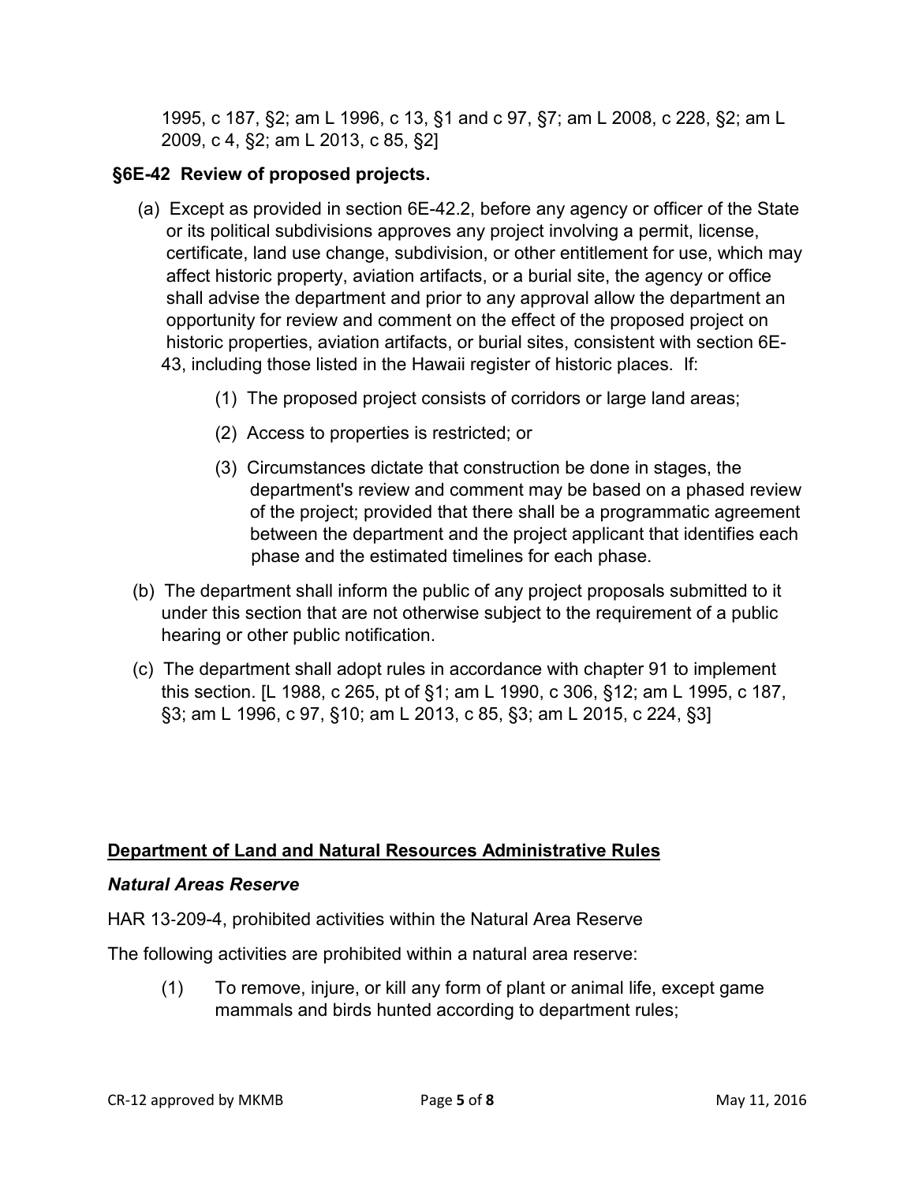1995, c 187, §2; am L 1996, c 13, §1 and c 97, §7; am L 2008, c 228, §2; am L 2009, c 4, §2; am L 2013, c 85, §2]

### §6E-42 Review of proposed projects.

(a) Except as provided in section 6E-42.2, before any agency or officer of the State or its political subdivisions approves any project involving a permit, license, certificate, land use change, subdivision, or other entitlement for use, which may affect historic property, aviation artifacts, or a burial site, the agency or office shall advise the department and prior to any approval allow the department an opportunity for review and comment on the effect of the proposed project on historic properties, aviation artifacts, or burial sites, consistent with section 6E-43, including those listed in the Hawaii register of historic places. If:

> (1) The proposed project consists of corridors or large land areas;
>
> (2) Access to properties is restricted; or
>
> (3) Circumstances dictate that construction be done in stages, the department's review and comment may be based on a phased review of the project; provided that there shall be a programmatic agreement between the department and the project applicant that identifies each phase and the estimated timelines for each phase.

(b) The department shall inform the public of any project proposals submitted to it under this section that are not otherwise subject to the requirement of a public hearing or other public notification.

(c) The department shall adopt rules in accordance with chapter 91 to implement this section. [L 1988, c 265, pt of §1; am L 1990, c 306, §12; am L 1995, c 187, §3; am L 1996, c 97, §10; am L 2013, c 85, §3; am L 2015, c 224, §3]

## Department of Land and Natural Resources Administrative Rules

### *Natural Areas Reserve*

HAR 13-209-4, prohibited activities within the Natural Area Reserve

The following activities are prohibited within a natural area reserve:

> (1) To remove, injure, or kill any form of plant or animal life, except game mammals and birds hunted according to department rules;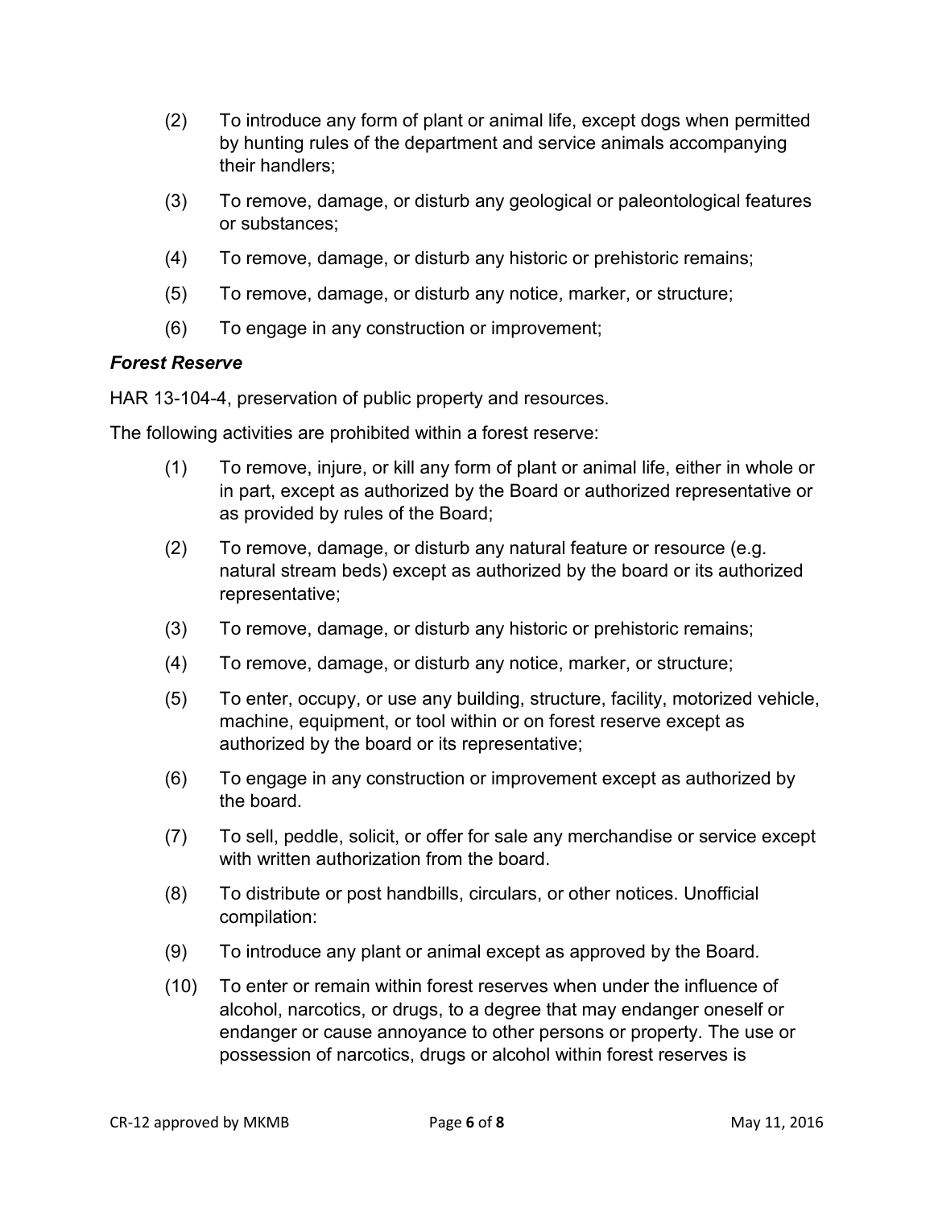(2) To introduce any form of plant or animal life, except dogs when permitted by hunting rules of the department and service animals accompanying their handlers;

(3) To remove, damage, or disturb any geological or paleontological features or substances;

(4) To remove, damage, or disturb any historic or prehistoric remains;

(5) To remove, damage, or disturb any notice, marker, or structure;

(6) To engage in any construction or improvement;

***Forest Reserve***

HAR 13-104-4, preservation of public property and resources.

The following activities are prohibited within a forest reserve:

(1) To remove, injure, or kill any form of plant or animal life, either in whole or in part, except as authorized by the Board or authorized representative or as provided by rules of the Board;

(2) To remove, damage, or disturb any natural feature or resource (e.g. natural stream beds) except as authorized by the board or its authorized representative;

(3) To remove, damage, or disturb any historic or prehistoric remains;

(4) To remove, damage, or disturb any notice, marker, or structure;

(5) To enter, occupy, or use any building, structure, facility, motorized vehicle, machine, equipment, or tool within or on forest reserve except as authorized by the board or its representative;

(6) To engage in any construction or improvement except as authorized by the board.

(7) To sell, peddle, solicit, or offer for sale any merchandise or service except with written authorization from the board.

(8) To distribute or post handbills, circulars, or other notices. Unofficial compilation:

(9) To introduce any plant or animal except as approved by the Board.

(10) To enter or remain within forest reserves when under the influence of alcohol, narcotics, or drugs, to a degree that may endanger oneself or endanger or cause annoyance to other persons or property. The use or possession of narcotics, drugs or alcohol within forest reserves is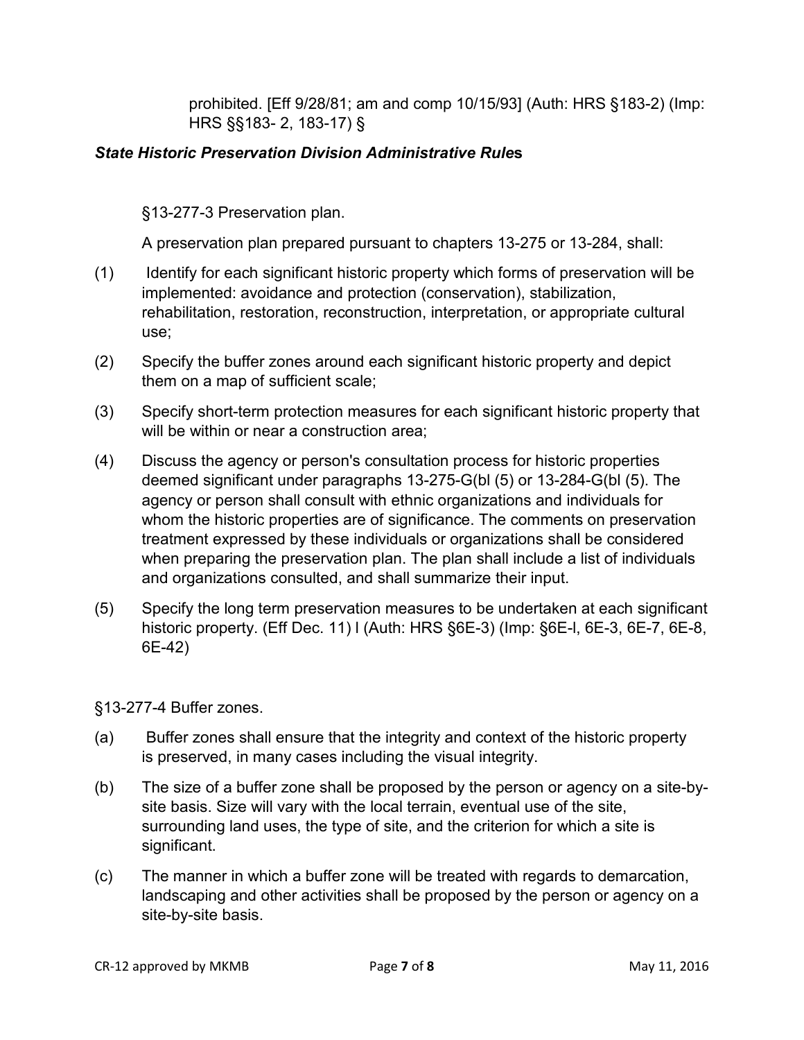prohibited. [Eff 9/28/81; am and comp 10/15/93] (Auth: HRS §183-2) (Imp: HRS §§183- 2, 183-17) §

***State Historic Preservation Division Administrative Rules***

§13-277-3 Preservation plan.

A preservation plan prepared pursuant to chapters 13-275 or 13-284, shall:

(1) Identify for each significant historic property which forms of preservation will be implemented: avoidance and protection (conservation), stabilization, rehabilitation, restoration, reconstruction, interpretation, or appropriate cultural use;

(2) Specify the buffer zones around each significant historic property and depict them on a map of sufficient scale;

(3) Specify short-term protection measures for each significant historic property that will be within or near a construction area;

(4) Discuss the agency or person's consultation process for historic properties deemed significant under paragraphs 13-275-G(bl (5) or 13-284-G(bl (5). The agency or person shall consult with ethnic organizations and individuals for whom the historic properties are of significance. The comments on preservation treatment expressed by these individuals or organizations shall be considered when preparing the preservation plan. The plan shall include a list of individuals and organizations consulted, and shall summarize their input.

(5) Specify the long term preservation measures to be undertaken at each significant historic property. (Eff Dec. 11) l (Auth: HRS §6E-3) (Imp: §6E-l, 6E-3, 6E-7, 6E-8, 6E-42)

§13-277-4 Buffer zones.

(a) Buffer zones shall ensure that the integrity and context of the historic property is preserved, in many cases including the visual integrity.

(b) The size of a buffer zone shall be proposed by the person or agency on a site-by-site basis. Size will vary with the local terrain, eventual use of the site, surrounding land uses, the type of site, and the criterion for which a site is significant.

(c) The manner in which a buffer zone will be treated with regards to demarcation, landscaping and other activities shall be proposed by the person or agency on a site-by-site basis.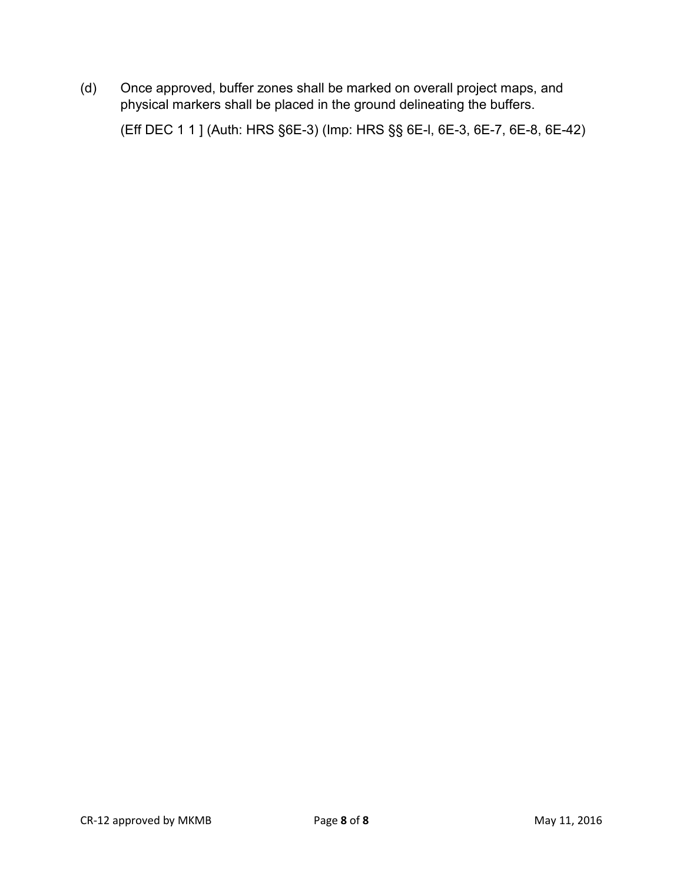(d) Once approved, buffer zones shall be marked on overall project maps, and physical markers shall be placed in the ground delineating the buffers.

(Eff DEC 1 1 ] (Auth: HRS §6E-3) (Imp: HRS §§ 6E-l, 6E-3, 6E-7, 6E-8, 6E-42)